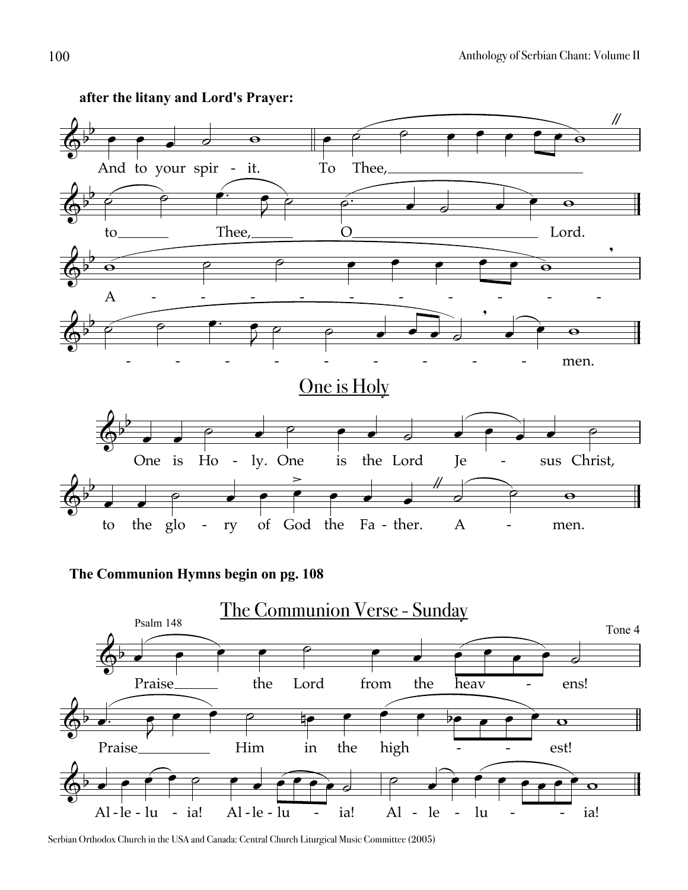**after the litany and Lord's Prayer:**

And to your spir - it. To Thee, to Thee, O Lord.

A - - - - - - - - - - - - - - - - - - - - - men.

## One is Holy

One is Ho - ly. One is the Lord Je - sus Christ, to the glo - ry of God the Fa - ther. A - men.

**The Communion Hymns begin on pg. 108**

## The Communion Verse - Sunday

Psalm 148

Tone 4

Praise the Lord from the heav - ens! Praise Him in the high - - est!

Al - le - lu - ia! Al - le - lu - ia! Al - le - lu - - ia!

Serbian Orthodox Church in the USA and Canada: Central Church Liturgical Music Committee (2005)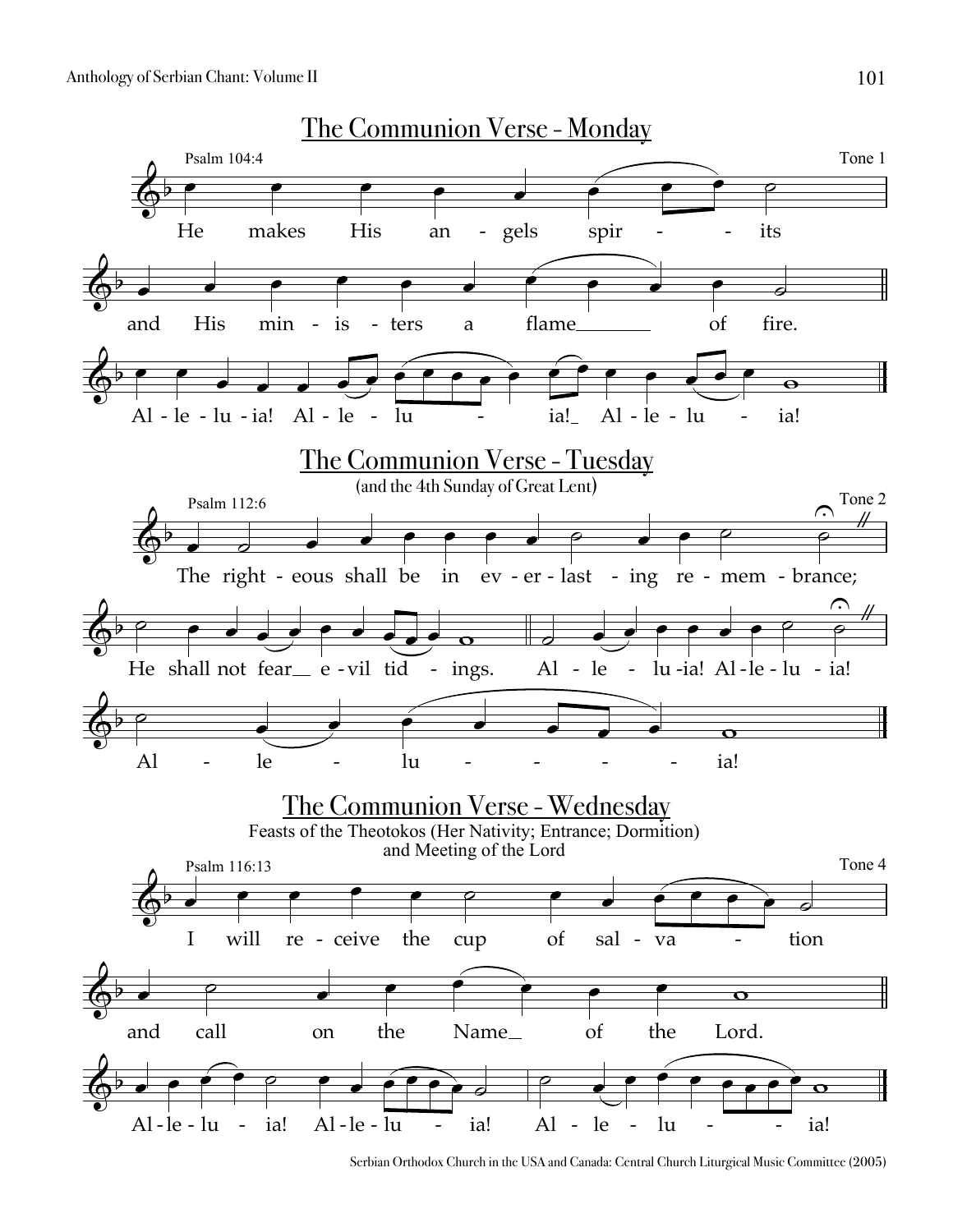## The Communion Verse - Monday

Psalm 104:4 — Tone 1

He makes His an - gels spir - - its and His min - is - ters a flame___ of fire.

Al - le - lu - ia! Al - le - lu - ia!_ Al - le - lu - ia!

## The Communion Verse - Tuesday

(and the 4th Sunday of Great Lent)

Psalm 112:6 — Tone 2

The right - eous shall be in ev - er - last - ing re - mem - brance; He shall not fear__ e - vil tid - ings. Al - le - lu -ia! Al - le - lu - ia!

Al - le - lu - - - - ia!

## The Communion Verse - Wednesday

Feasts of the Theotokos (Her Nativity; Entrance; Dormition) and Meeting of the Lord

Psalm 116:13 — Tone 4

I will re - ceive the cup of sal - va - tion and call on the Name__ of the Lord.

Al - le - lu - ia! Al - le - lu - ia! Al - le - lu - - ia!

Serbian Orthodox Church in the USA and Canada: Central Church Liturgical Music Committee (2005)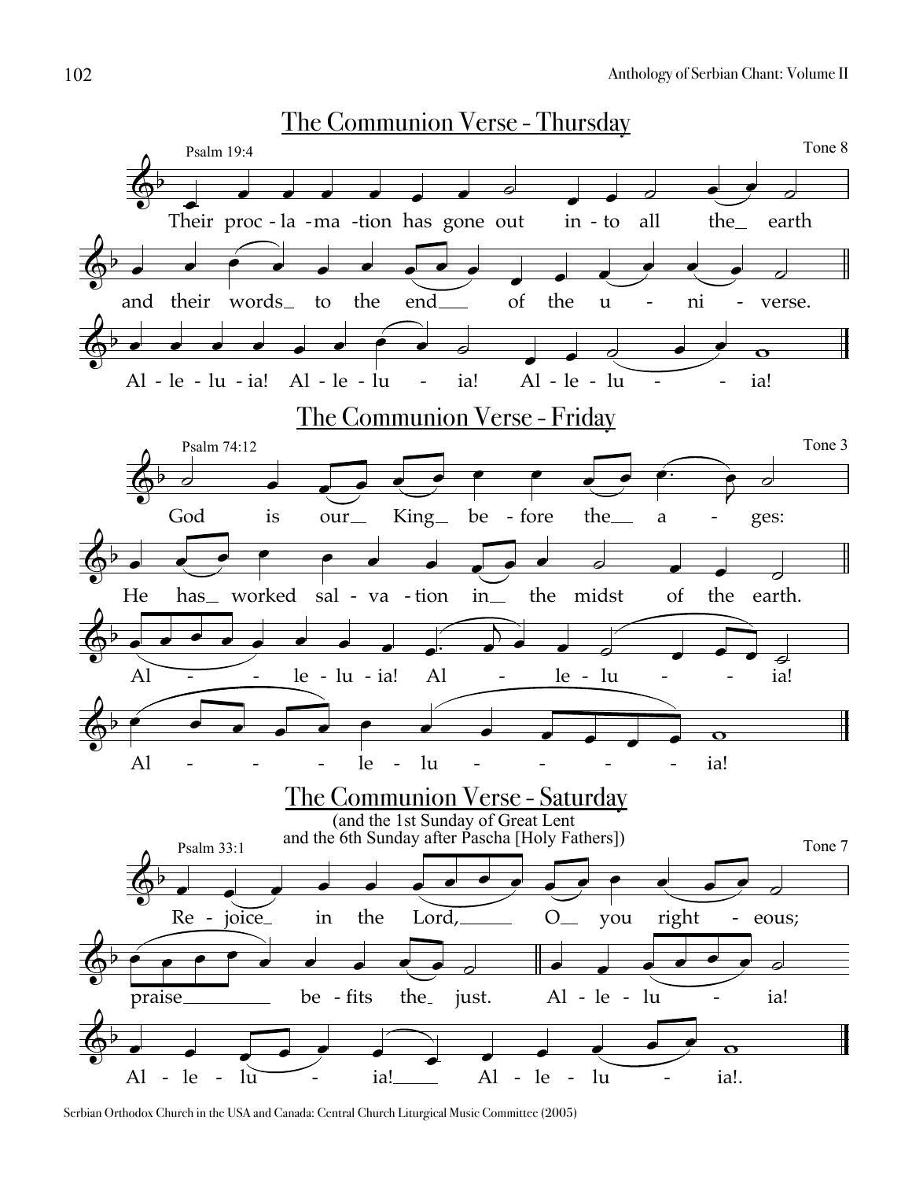## The Communion Verse - Thursday

Psalm 19:4

Tone 8

Their proc - la - ma - tion has gone out in - to all the earth and their words to the end of the u - ni - verse.

Al - le - lu - ia! Al - le - lu - ia! Al - le - lu - ia!

## The Communion Verse - Friday

Psalm 74:12

Tone 3

God is our King be - fore the a - ges: He has worked sal - va - tion in the midst of the earth.

Al - le - lu - ia! Al - le - lu - ia! Al - le - lu - ia!

## The Communion Verse - Saturday

(and the 1st Sunday of Great Lent and the 6th Sunday after Pascha [Holy Fathers])

Psalm 33:1

Tone 7

Re - joice in the Lord, O you right - eous; praise be - fits the just.

Al - le - lu - ia! Al - le - lu - ia! Al - le - lu - ia!.

Serbian Orthodox Church in the USA and Canada: Central Church Liturgical Music Committee (2005)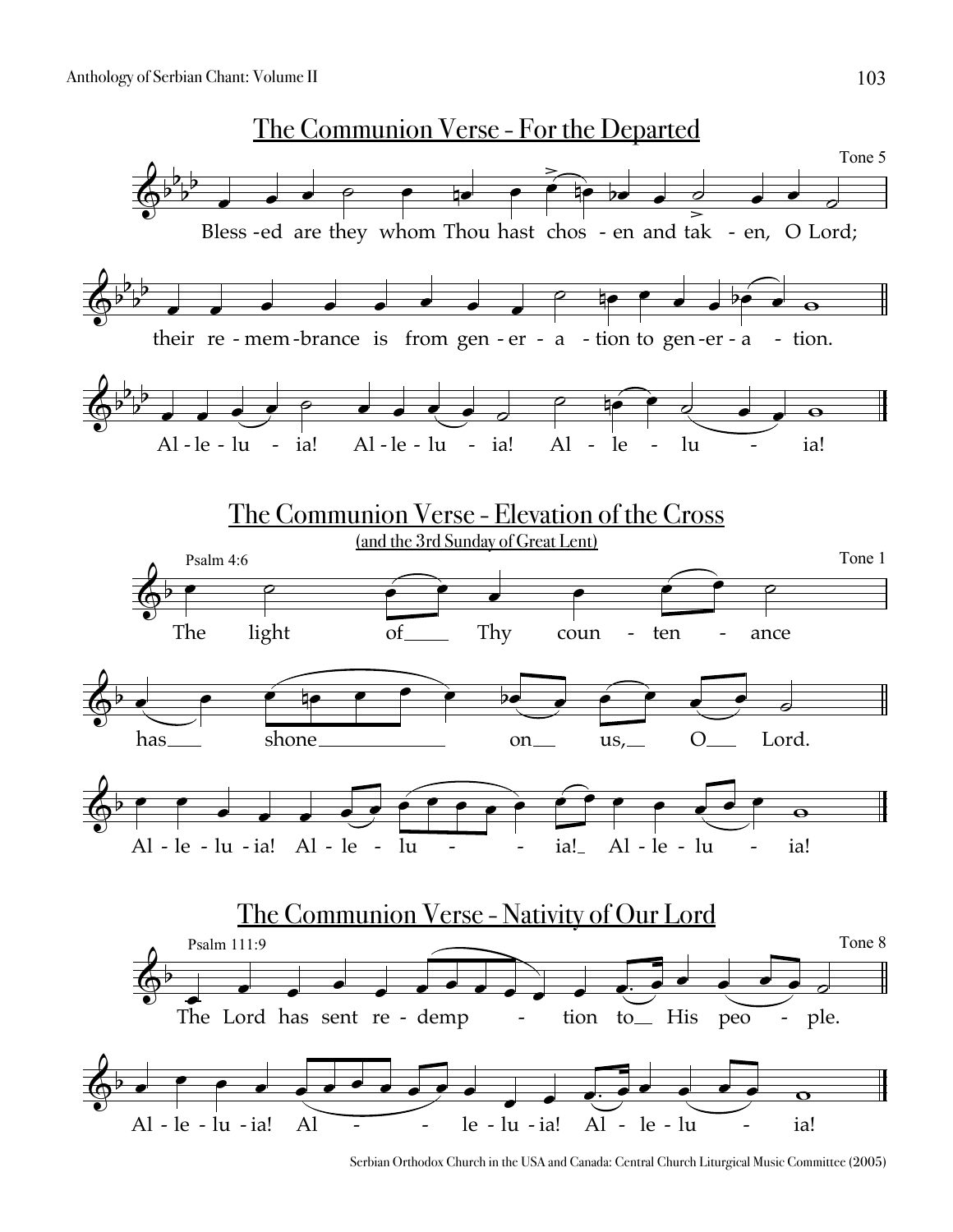## The Communion Verse - For the Departed

Tone 5

Bless-ed are they whom Thou hast chos-en and tak-en, O Lord;

their re-mem-brance is from gen-er-a-tion to gen-er-a-tion.

Al-le-lu-ia! Al-le-lu-ia! Al-le-lu-ia!

## The Communion Verse - Elevation of the Cross

(and the 3rd Sunday of Great Lent)

Psalm 4:6

Tone 1

The light of Thy coun-ten-ance

has shone on us, O Lord.

Al-le-lu-ia! Al-le-lu-ia! Al-le-lu-ia!

## The Communion Verse - Nativity of Our Lord

Psalm 111:9

Tone 8

The Lord has sent re-demp-tion to His peo-ple.

Al-le-lu-ia! Al-le-lu-ia! Al-le-lu-ia!

Serbian Orthodox Church in the USA and Canada: Central Church Liturgical Music Committee (2005)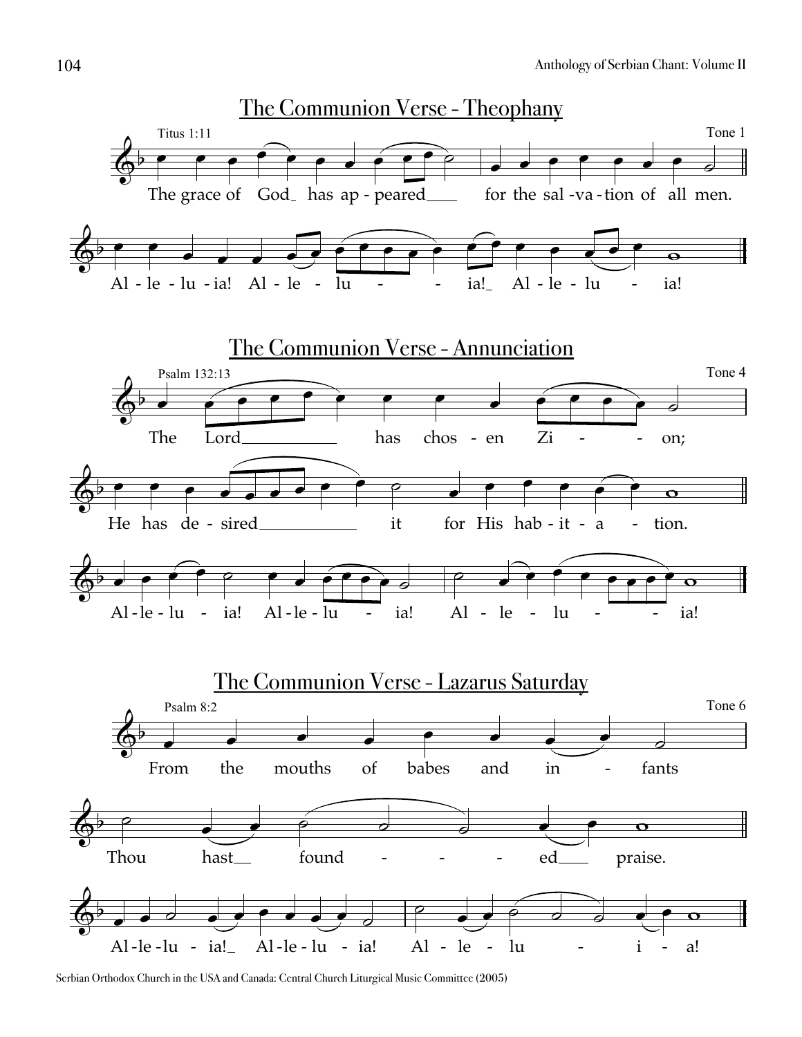## The Communion Verse - Theophany

Titus 1:11

Tone 1

The grace of God has ap - peared for the sal - va - tion of all men.

Al - le - lu - ia! Al - le - lu - - ia! Al - le - lu - ia!

## The Communion Verse - Annunciation

Psalm 132:13

Tone 4

The Lord has chos - en Zi - - on;

He has de - sired it for His hab - it - a - tion.

Al - le - lu - ia! Al - le - lu - ia! Al - le - lu - - ia!

## The Communion Verse - Lazarus Saturday

Psalm 8:2

Tone 6

From the mouths of babes and in - fants

Thou hast found - - - ed praise.

Al - le - lu - ia! Al - le - lu - ia! Al - le - lu - i - a!

Serbian Orthodox Church in the USA and Canada: Central Church Liturgical Music Committee (2005)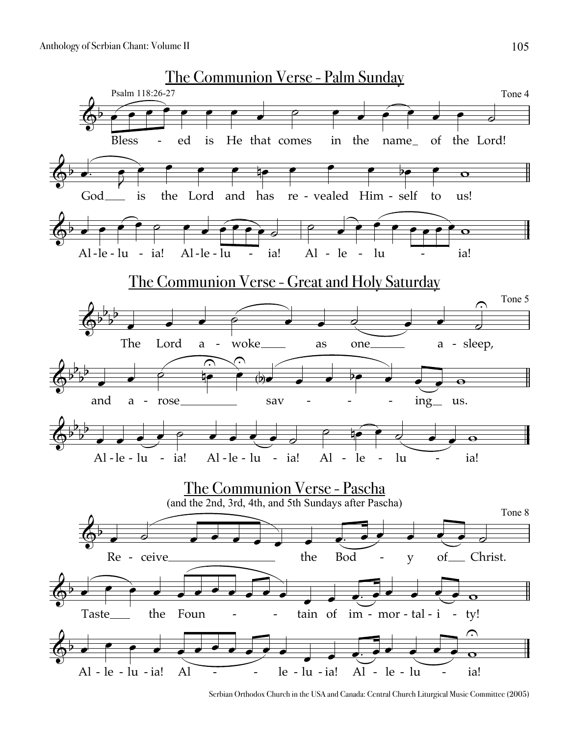## The Communion Verse - Palm Sunday

Psalm 118:26-27

Tone 4

Bless - ed is He that comes in the name_ of the Lord!

God___ is the Lord and has re - vealed Him - self to us!

Al - le - lu - ia! Al - le - lu - ia! Al - le - lu - ia!

## The Communion Verse - Great and Holy Saturday

Tone 5

The Lord a - woke___ as one___ a - sleep,

and a - rose___ sav - - - ing__ us.

Al - le - lu - ia! Al - le - lu - ia! Al - le - lu - ia!

## The Communion Verse - Pascha

(and the 2nd, 3rd, 4th, and 5th Sundays after Pascha)

Tone 8

Re - ceive___ the Bod - y of__ Christ.

Taste___ the Foun - - tain of im - mor - tal - i - ty!

Al - le - lu - ia! Al - - le - lu - ia! Al - le - lu - ia!

Serbian Orthodox Church in the USA and Canada: Central Church Liturgical Music Committee (2005)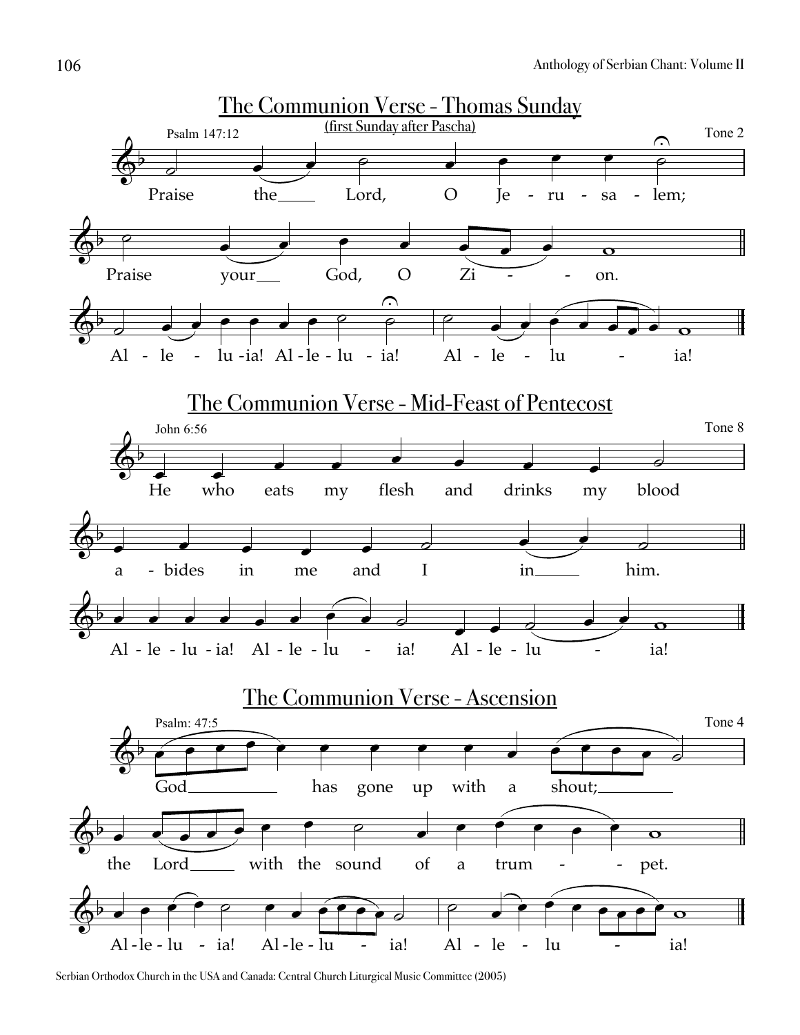## The Communion Verse - Thomas Sunday

(first Sunday after Pascha)

Psalm 147:12

Tone 2

Praise the Lord, O Je - ru - sa - lem;

Praise your God, O Zi - - on.

Al - le - lu -ia! Al - le - lu - ia! Al - le - lu - ia!

## The Communion Verse - Mid-Feast of Pentecost

John 6:56

Tone 8

He who eats my flesh and drinks my blood

a - bides in me and I in him.

Al - le - lu - ia! Al - le - lu - ia! Al - le - lu - ia!

## The Communion Verse - Ascension

Psalm: 47:5

Tone 4

God has gone up with a shout;

the Lord with the sound of a trum - - pet.

Al - le - lu - ia! Al - le - lu - ia! Al - le - lu - ia!

Serbian Orthodox Church in the USA and Canada: Central Church Liturgical Music Committee (2005)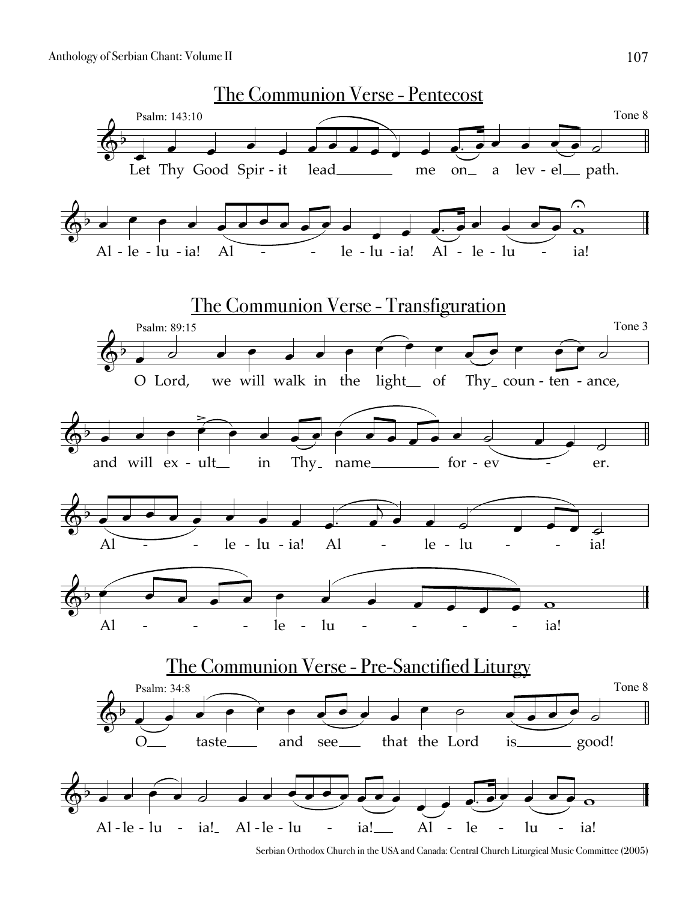## The Communion Verse - Pentecost

Psalm: 143:10

Tone 8

Let Thy Good Spir - it lead me on a lev - el path.

Al - le - lu - ia! Al - - le - lu - ia! Al - le - lu - ia!

## The Communion Verse - Transfiguration

Psalm: 89:15

Tone 3

O Lord, we will walk in the light of Thy coun - ten - ance,

and will ex - ult in Thy name for - ev - er.

Al - - le - lu - ia! Al - le - lu - - ia!

Al - - - - le - lu - - - - - ia!

## The Communion Verse - Pre-Sanctified Liturgy

Psalm: 34:8

Tone 8

O taste and see that the Lord is good!

Al - le - lu - ia! Al - le - lu - ia! Al - le - lu - ia!

Serbian Orthodox Church in the USA and Canada: Central Church Liturgical Music Committee (2005)